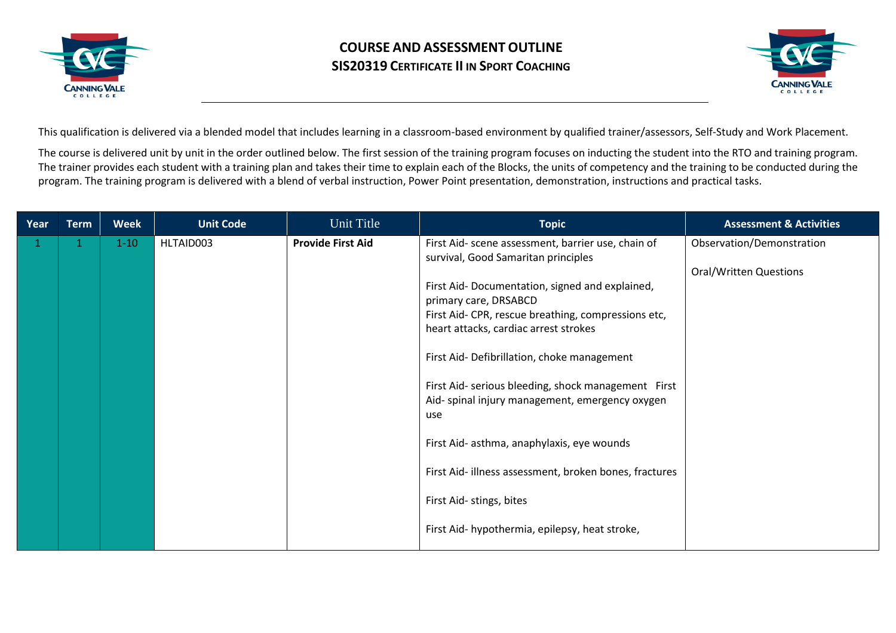# COURSE AND ASSESSMENT OUTLINE

## SIS20319 CERTIFICATE II IN SPORT COACHING

This qualification is delivered via a blended model that includes learning in a classroom-based environment by qualified trainer/assessors, Self-Study and Work Placement.

The course is delivered unit by unit in the order outlined below. The first session of the training program focuses on inducting the student into the RTO and training program. The trainer provides each student with a training plan and takes their time to explain each of the Blocks, the units of competency and the training to be conducted during the program. The training program is delivered with a blend of verbal instruction, Power Point presentation, demonstration, instructions and practical tasks.

| Year | Term | Week | Unit Code | Unit Title | Topic | Assessment & Activities |
|---|---|---|---|---|---|---|
| 1 | 1 | 1-10 | HLTAID003 | **Provide First Aid** | First Aid- scene assessment, barrier use, chain of survival, Good Samaritan principles<br><br>First Aid- Documentation, signed and explained, primary care, DRSABCD<br>First Aid- CPR, rescue breathing, compressions etc, heart attacks, cardiac arrest strokes<br><br>First Aid- Defibrillation, choke management<br><br>First Aid- serious bleeding, shock management First Aid- spinal injury management, emergency oxygen use<br><br>First Aid- asthma, anaphylaxis, eye wounds<br><br>First Aid- illness assessment, broken bones, fractures<br><br>First Aid- stings, bites<br><br>First Aid- hypothermia, epilepsy, heat stroke, | Observation/Demonstration<br><br>Oral/Written Questions |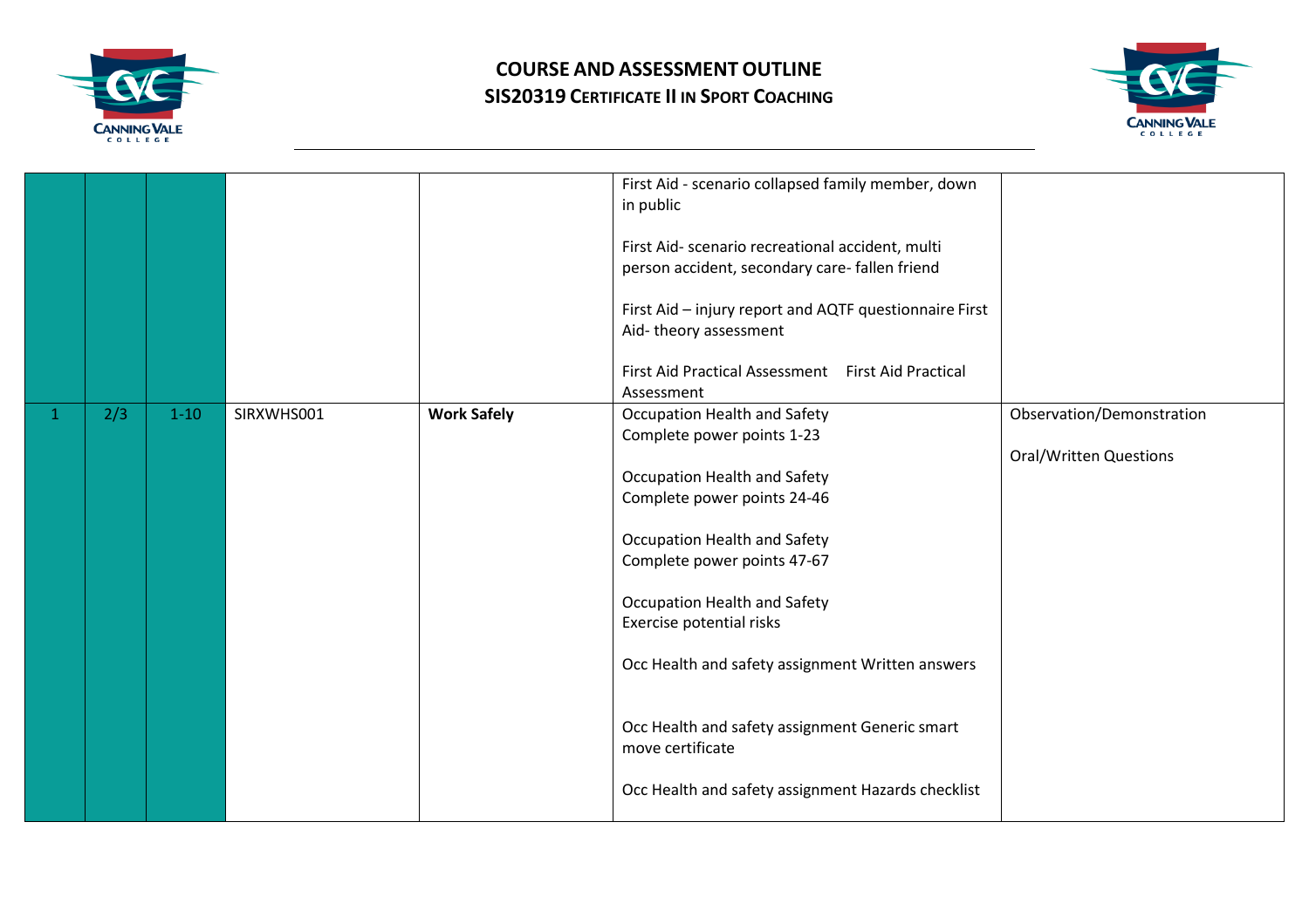# COURSE AND ASSESSMENT OUTLINE
## SIS20319 Certificate II in Sport Coaching

| | | | | | | |
|---|---|---|---|---|---|---|
| | | | | | First Aid - scenario collapsed family member, down in public<br><br>First Aid- scenario recreational accident, multi person accident, secondary care- fallen friend<br><br>First Aid – injury report and AQTF questionnaire First Aid- theory assessment<br><br>First Aid Practical Assessment First Aid Practical Assessment | |
| 1 | 2/3 | 1-10 | SIRXWHS001 | **Work Safely** | Occupation Health and Safety<br>Complete power points 1-23<br><br>Occupation Health and Safety<br>Complete power points 24-46<br><br>Occupation Health and Safety<br>Complete power points 47-67<br><br>Occupation Health and Safety<br>Exercise potential risks<br><br>Occ Health and safety assignment Written answers<br><br>Occ Health and safety assignment Generic smart move certificate<br><br>Occ Health and safety assignment Hazards checklist | Observation/Demonstration<br><br>Oral/Written Questions |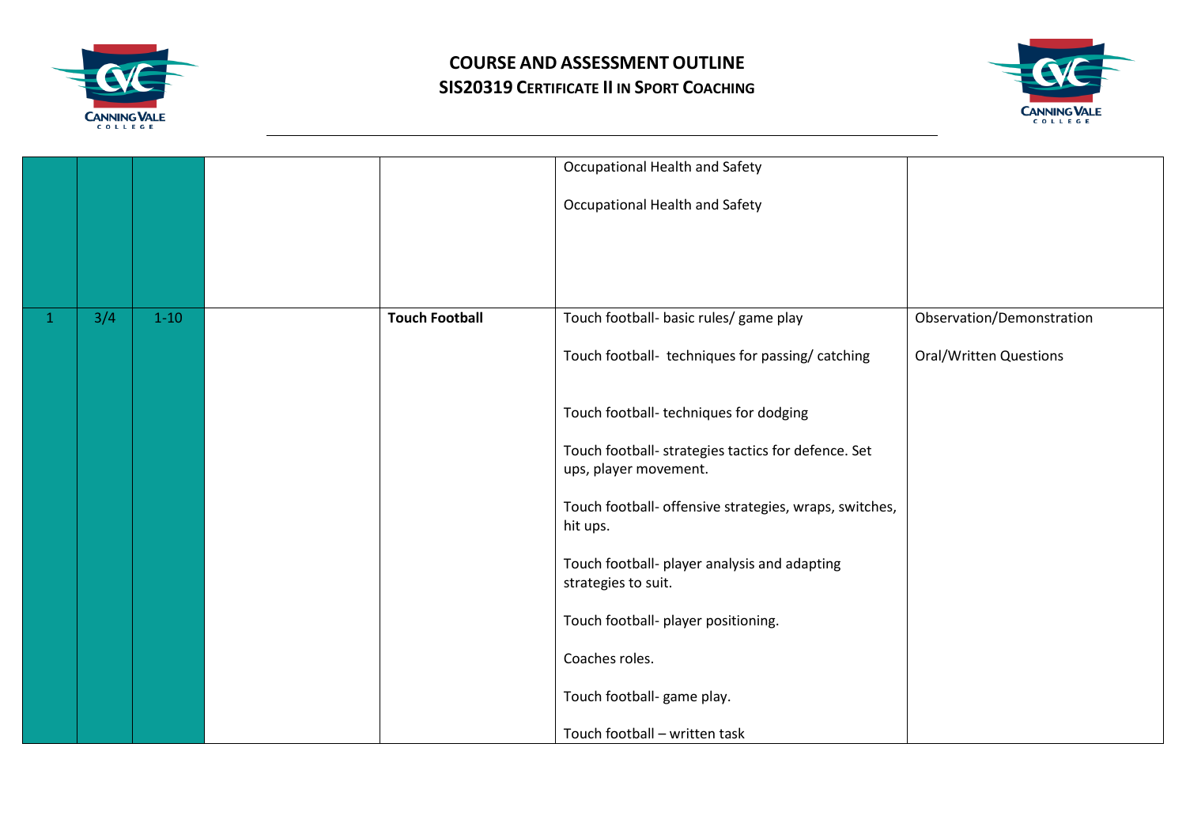# COURSE AND ASSESSMENT OUTLINE

## SIS20319 Certificate II in Sport Coaching

| | | | | | | |
|---|---|---|---|---|---|---|
| | | | | | Occupational Health and Safety<br><br>Occupational Health and Safety | |
| 1 | 3/4 | 1-10 | | **Touch Football** | Touch football- basic rules/ game play<br><br>Touch football- techniques for passing/ catching<br><br>Touch football- techniques for dodging<br><br>Touch football- strategies tactics for defence. Set ups, player movement.<br><br>Touch football- offensive strategies, wraps, switches, hit ups.<br><br>Touch football- player analysis and adapting strategies to suit.<br><br>Touch football- player positioning.<br><br>Coaches roles.<br><br>Touch football- game play.<br><br>Touch football – written task | Observation/Demonstration<br><br>Oral/Written Questions |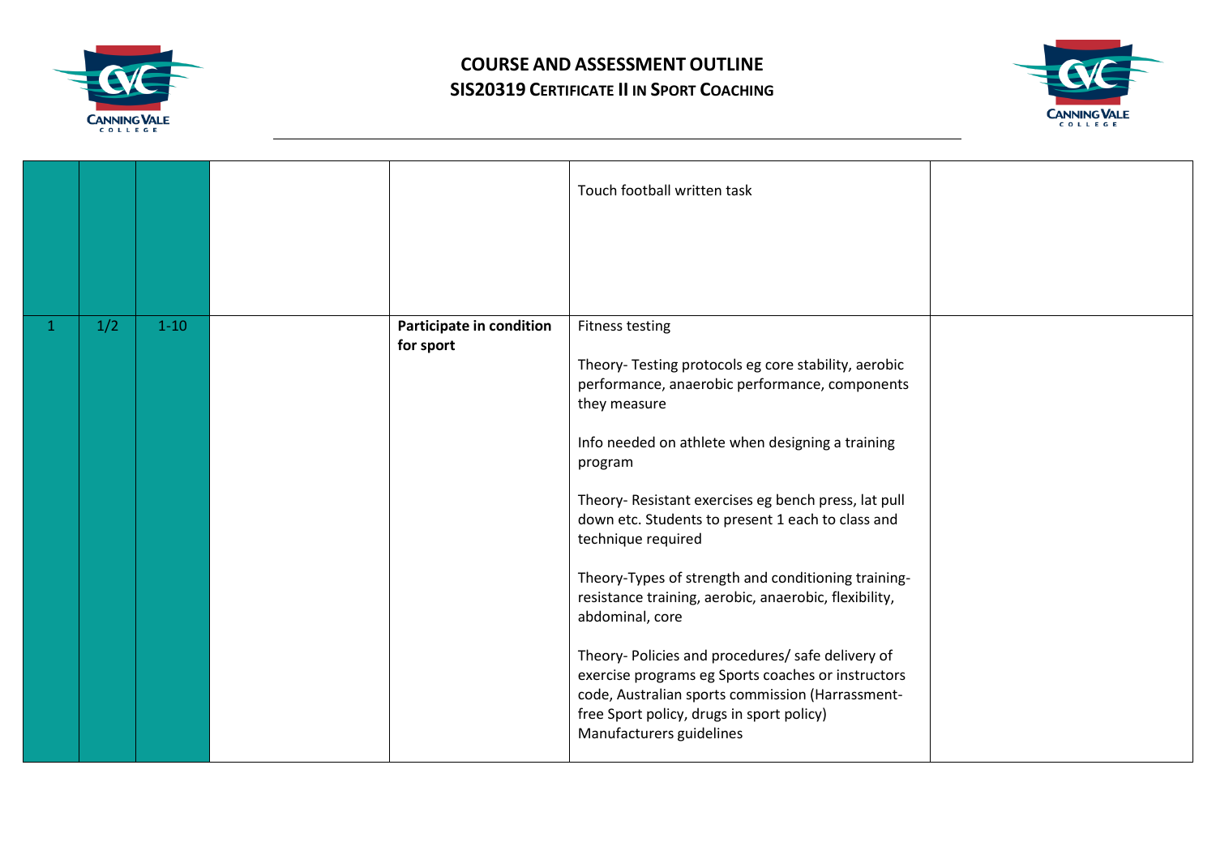# COURSE AND ASSESSMENT OUTLINE

## SIS20319 Certificate II in Sport Coaching

| | | | | | | |
|---|---|---|---|---|---|---|
| | | | | | Touch football written task | |
| 1 | 1/2 | 1-10 | | **Participate in condition for sport** | Fitness testing<br><br>Theory- Testing protocols eg core stability, aerobic performance, anaerobic performance, components they measure<br><br>Info needed on athlete when designing a training program<br><br>Theory- Resistant exercises eg bench press, lat pull down etc. Students to present 1 each to class and technique required<br><br>Theory-Types of strength and conditioning training-resistance training, aerobic, anaerobic, flexibility, abdominal, core<br><br>Theory- Policies and procedures/ safe delivery of exercise programs eg Sports coaches or instructors code, Australian sports commission (Harrassment-free Sport policy, drugs in sport policy) Manufacturers guidelines | |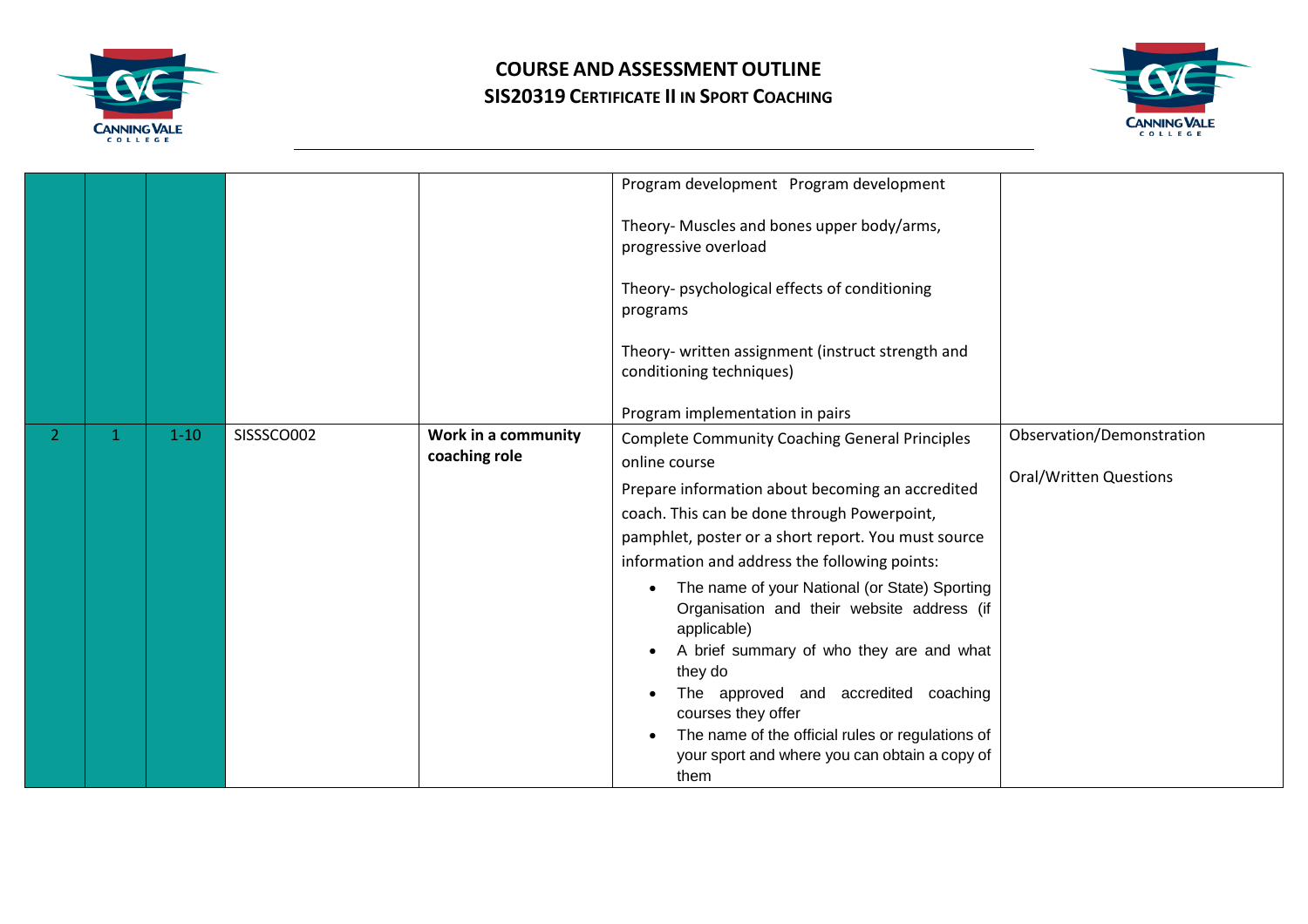# COURSE AND ASSESSMENT OUTLINE

## SIS20319 CERTIFICATE II IN SPORT COACHING

| | | | | | | |
|---|---|---|---|---|---|---|
| | | | | | Program development Program development<br><br>Theory- Muscles and bones upper body/arms, progressive overload<br><br>Theory- psychological effects of conditioning programs<br><br>Theory- written assignment (instruct strength and conditioning techniques)<br><br>Program implementation in pairs | |
| 2 | 1 | 1-10 | SISSSCO002 | **Work in a community coaching role** | Complete Community Coaching General Principles online course<br><br>Prepare information about becoming an accredited coach. This can be done through Powerpoint, pamphlet, poster or a short report. You must source information and address the following points:<br>• The name of your National (or State) Sporting Organisation and their website address (if applicable)<br>• A brief summary of who they are and what they do<br>• The approved and accredited coaching courses they offer<br>• The name of the official rules or regulations of your sport and where you can obtain a copy of them | Observation/Demonstration<br><br>Oral/Written Questions |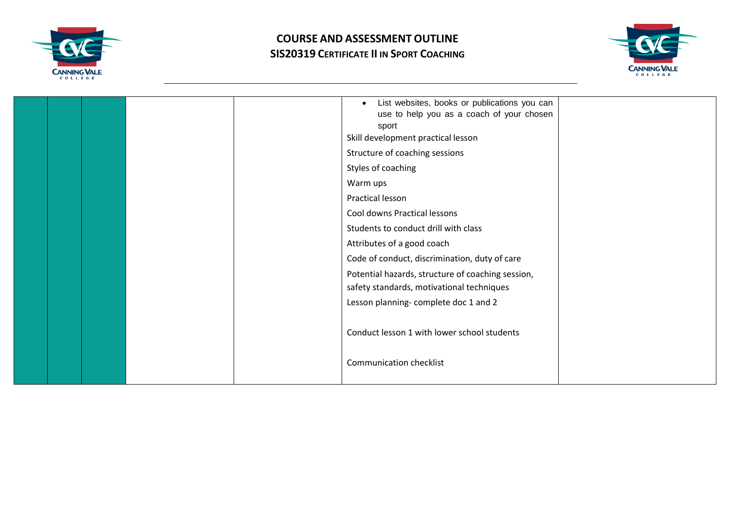# COURSE AND ASSESSMENT OUTLINE

## SIS20319 CERTIFICATE II IN SPORT COACHING

| | | | | | | |
|---|---|---|---|---|---|---|
| | | | | | • List websites, books or publications you can use to help you as a coach of your chosen sport<br>Skill development practical lesson<br>Structure of coaching sessions<br>Styles of coaching<br>Warm ups<br>Practical lesson<br>Cool downs Practical lessons<br>Students to conduct drill with class<br>Attributes of a good coach<br>Code of conduct, discrimination, duty of care<br>Potential hazards, structure of coaching session, safety standards, motivational techniques<br>Lesson planning- complete doc 1 and 2<br><br>Conduct lesson 1 with lower school students<br><br>Communication checklist | |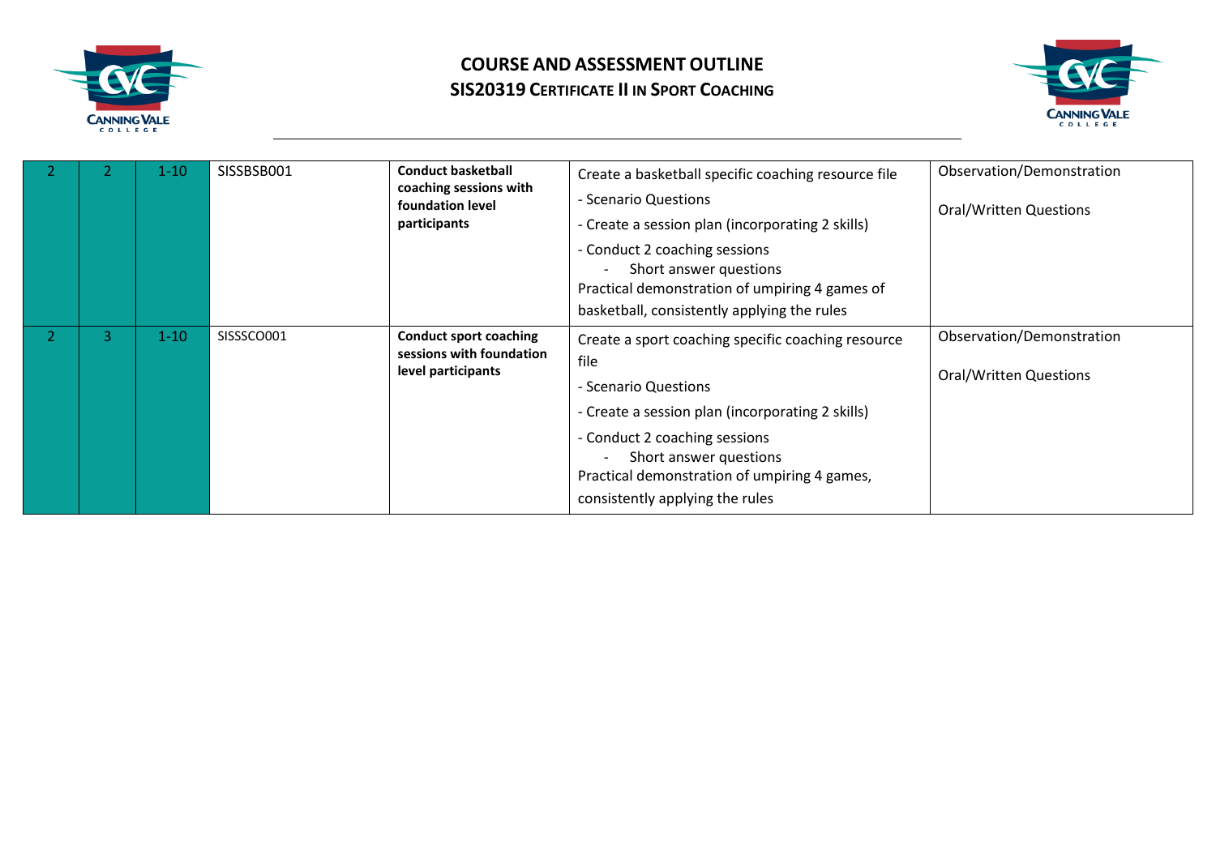# COURSE AND ASSESSMENT OUTLINE
## SIS20319 CERTIFICATE II IN SPORT COACHING

| | | | | | | |
|---|---|---|---|---|---|---|
| 2 | 2 | 1-10 | SISSBSB001 | **Conduct basketball coaching sessions with foundation level participants** | Create a basketball specific coaching resource file<br>- Scenario Questions<br>- Create a session plan (incorporating 2 skills)<br>- Conduct 2 coaching sessions<br>- Short answer questions<br>Practical demonstration of umpiring 4 games of basketball, consistently applying the rules | Observation/Demonstration<br><br>Oral/Written Questions |
| 2 | 3 | 1-10 | SISSSCO001 | **Conduct sport coaching sessions with foundation level participants** | Create a sport coaching specific coaching resource file<br>- Scenario Questions<br>- Create a session plan (incorporating 2 skills)<br>- Conduct 2 coaching sessions<br>- Short answer questions<br>Practical demonstration of umpiring 4 games, consistently applying the rules | Observation/Demonstration<br><br>Oral/Written Questions |